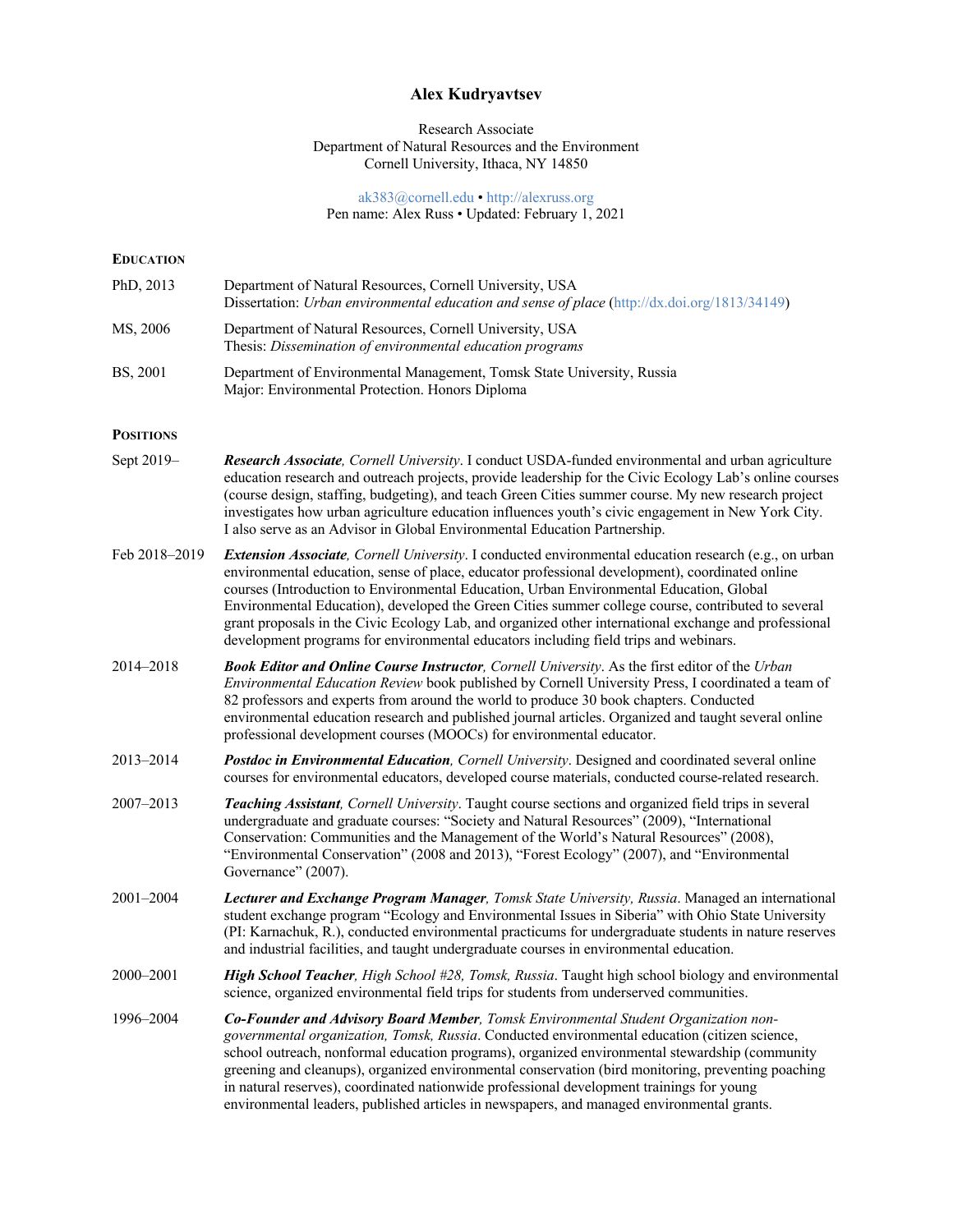# Alex Kudryavtsev

Research Associate
Department of Natural Resources and the Environment
Cornell University, Ithaca, NY 14850

ak383@cornell.edu • http://alexruss.org
Pen name: Alex Russ • Updated: February 1, 2021

## Education

**PhD, 2013** — Department of Natural Resources, Cornell University, USA
Dissertation: *Urban environmental education and sense of place* (http://dx.doi.org/1813/34149)

**MS, 2006** — Department of Natural Resources, Cornell University, USA
Thesis: *Dissemination of environmental education programs*

**BS, 2001** — Department of Environmental Management, Tomsk State University, Russia
Major: Environmental Protection. Honors Diploma

## Positions

**Sept 2019–** — ***Research Associate**, Cornell University*. I conduct USDA-funded environmental and urban agriculture education research and outreach projects, provide leadership for the Civic Ecology Lab's online courses (course design, staffing, budgeting), and teach Green Cities summer course. My new research project investigates how urban agriculture education influences youth's civic engagement in New York City. I also serve as an Advisor in Global Environmental Education Partnership.

**Feb 2018–2019** — ***Extension Associate**, Cornell University*. I conducted environmental education research (e.g., on urban environmental education, sense of place, educator professional development), coordinated online courses (Introduction to Environmental Education, Urban Environmental Education, Global Environmental Education), developed the Green Cities summer college course, contributed to several grant proposals in the Civic Ecology Lab, and organized other international exchange and professional development programs for environmental educators including field trips and webinars.

**2014–2018** — ***Book Editor and Online Course Instructor**, Cornell University*. As the first editor of the *Urban Environmental Education Review* book published by Cornell University Press, I coordinated a team of 82 professors and experts from around the world to produce 30 book chapters. Conducted environmental education research and published journal articles. Organized and taught several online professional development courses (MOOCs) for environmental educator.

**2013–2014** — ***Postdoc in Environmental Education**, Cornell University*. Designed and coordinated several online courses for environmental educators, developed course materials, conducted course-related research.

**2007–2013** — ***Teaching Assistant**, Cornell University*. Taught course sections and organized field trips in several undergraduate and graduate courses: "Society and Natural Resources" (2009), "International Conservation: Communities and the Management of the World's Natural Resources" (2008), "Environmental Conservation" (2008 and 2013), "Forest Ecology" (2007), and "Environmental Governance" (2007).

**2001–2004** — ***Lecturer and Exchange Program Manager**, Tomsk State University, Russia*. Managed an international student exchange program "Ecology and Environmental Issues in Siberia" with Ohio State University (PI: Karnachuk, R.), conducted environmental practicums for undergraduate students in nature reserves and industrial facilities, and taught undergraduate courses in environmental education.

**2000–2001** — ***High School Teacher**, High School #28, Tomsk, Russia*. Taught high school biology and environmental science, organized environmental field trips for students from underserved communities.

**1996–2004** — ***Co-Founder and Advisory Board Member**, Tomsk Environmental Student Organization non-governmental organization, Tomsk, Russia*. Conducted environmental education (citizen science, school outreach, nonformal education programs), organized environmental stewardship (community greening and cleanups), organized environmental conservation (bird monitoring, preventing poaching in natural reserves), coordinated nationwide professional development trainings for young environmental leaders, published articles in newspapers, and managed environmental grants.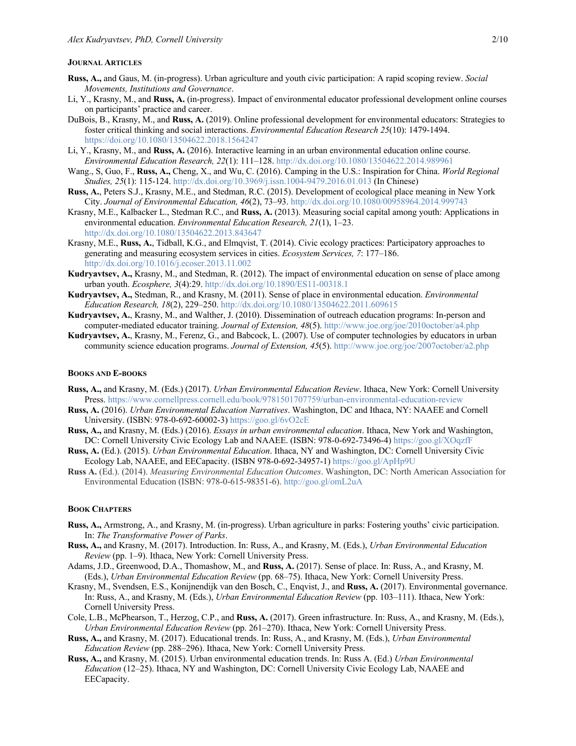### Journal Articles

**Russ, A.,** and Gaus, M. (in-progress). Urban agriculture and youth civic participation: A rapid scoping review. *Social Movements, Institutions and Governance*.

Li, Y., Krasny, M., and **Russ, A.** (in-progress). Impact of environmental educator professional development online courses on participants' practice and career.

DuBois, B., Krasny, M., and **Russ, A.** (2019). Online professional development for environmental educators: Strategies to foster critical thinking and social interactions. *Environmental Education Research 25*(10): 1479-1494. https://doi.org/10.1080/13504622.2018.1564247

Li, Y., Krasny, M., and **Russ, A.** (2016). Interactive learning in an urban environmental education online course. *Environmental Education Research, 22*(1): 111–128. http://dx.doi.org/10.1080/13504622.2014.989961

Wang., S, Guo, F., **Russ, A.,** Cheng, X., and Wu, C. (2016). Camping in the U.S.: Inspiration for China. *World Regional Studies, 25*(1): 115-124. http://dx.doi.org/10.3969/j.issn.1004-9479.2016.01.013 (In Chinese)

**Russ, A.**, Peters S.J., Krasny, M.E., and Stedman, R.C. (2015). Development of ecological place meaning in New York City. *Journal of Environmental Education, 46*(2), 73–93. http://dx.doi.org/10.1080/00958964.2014.999743

Krasny, M.E., Kalbacker L., Stedman R.C., and **Russ, A.** (2013). Measuring social capital among youth: Applications in environmental education. *Environmental Education Research, 21*(1), 1–23. http://dx.doi.org/10.1080/13504622.2013.843647

Krasny, M.E., **Russ, A.**, Tidball, K.G., and Elmqvist, T. (2014). Civic ecology practices: Participatory approaches to generating and measuring ecosystem services in cities. *Ecosystem Services, 7*: 177–186. http://dx.doi.org/10.1016/j.ecoser.2013.11.002

**Kudryavtsev, A.,** Krasny, M., and Stedman, R. (2012). The impact of environmental education on sense of place among urban youth. *Ecosphere, 3*(4):29. http://dx.doi.org/10.1890/ES11-00318.1

**Kudryavtsev, A.,** Stedman, R., and Krasny, M. (2011). Sense of place in environmental education. *Environmental Education Research, 18*(2), 229–250. http://dx.doi.org/10.1080/13504622.2011.609615

**Kudryavtsev, A.**, Krasny, M., and Walther, J. (2010). Dissemination of outreach education programs: In-person and computer-mediated educator training. *Journal of Extension, 48*(5). http://www.joe.org/joe/2010october/a4.php

**Kudryavtsev, A.**, Krasny, M., Ferenz, G., and Babcock, L. (2007). Use of computer technologies by educators in urban community science education programs. *Journal of Extension, 45*(5). http://www.joe.org/joe/2007october/a2.php

### Books and E-books

**Russ, A.,** and Krasny, M. (Eds.) (2017). *Urban Environmental Education Review*. Ithaca, New York: Cornell University Press. https://www.cornellpress.cornell.edu/book/9781501707759/urban-environmental-education-review

**Russ, A.** (2016). *Urban Environmental Education Narratives*. Washington, DC and Ithaca, NY: NAAEE and Cornell University. (ISBN: 978-0-692-60002-3) https://goo.gl/6vO2cE

**Russ, A.,** and Krasny, M. (Eds.) (2016). *Essays in urban environmental education*. Ithaca, New York and Washington, DC: Cornell University Civic Ecology Lab and NAAEE. (ISBN: 978-0-692-73496-4) https://goo.gl/XOqzfF

**Russ, A.** (Ed.). (2015). *Urban Environmental Education*. Ithaca, NY and Washington, DC: Cornell University Civic Ecology Lab, NAAEE, and EECapacity. (ISBN 978-0-692-34957-1) https://goo.gl/ApHp9U

**Russ A.** (Ed.). (2014). *Measuring Environmental Education Outcomes*. Washington, DC: North American Association for Environmental Education (ISBN: 978-0-615-98351-6). http://goo.gl/omL2uA

### Book Chapters

**Russ, A.,** Armstrong, A., and Krasny, M. (in-progress). Urban agriculture in parks: Fostering youths' civic participation. In: *The Transformative Power of Parks*.

**Russ, A.,** and Krasny, M. (2017). Introduction. In: Russ, A., and Krasny, M. (Eds.), *Urban Environmental Education Review* (pp. 1–9). Ithaca, New York: Cornell University Press.

Adams, J.D., Greenwood, D.A., Thomashow, M., and **Russ, A.** (2017). Sense of place. In: Russ, A., and Krasny, M. (Eds.), *Urban Environmental Education Review* (pp. 68–75). Ithaca, New York: Cornell University Press.

Krasny, M., Svendsen, E.S., Konijnendijk van den Bosch, C., Enqvist, J., and **Russ, A.** (2017). Environmental governance. In: Russ, A., and Krasny, M. (Eds.), *Urban Environmental Education Review* (pp. 103–111). Ithaca, New York: Cornell University Press.

Cole, L.B., McPhearson, T., Herzog, C.P., and **Russ, A.** (2017). Green infrastructure. In: Russ, A., and Krasny, M. (Eds.), *Urban Environmental Education Review* (pp. 261–270). Ithaca, New York: Cornell University Press.

**Russ, A.,** and Krasny, M. (2017). Educational trends. In: Russ, A., and Krasny, M. (Eds.), *Urban Environmental Education Review* (pp. 288–296). Ithaca, New York: Cornell University Press.

**Russ, A.,** and Krasny, M. (2015). Urban environmental education trends. In: Russ A. (Ed.) *Urban Environmental Education* (12–25). Ithaca, NY and Washington, DC: Cornell University Civic Ecology Lab, NAAEE and EECapacity.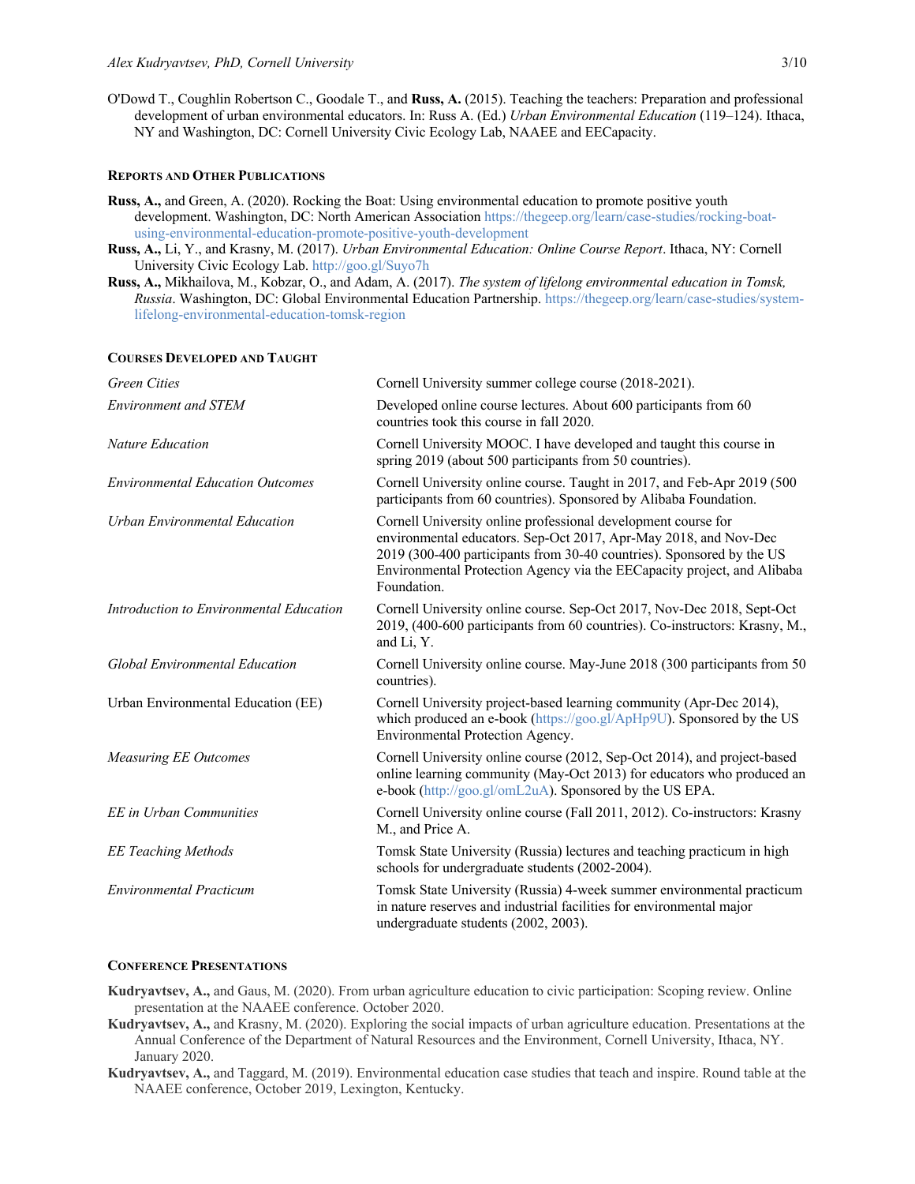O'Dowd T., Coughlin Robertson C., Goodale T., and **Russ, A.** (2015). Teaching the teachers: Preparation and professional development of urban environmental educators. In: Russ A. (Ed.) *Urban Environmental Education* (119–124). Ithaca, NY and Washington, DC: Cornell University Civic Ecology Lab, NAAEE and EECapacity.

#### REPORTS AND OTHER PUBLICATIONS

**Russ, A.,** and Green, A. (2020). Rocking the Boat: Using environmental education to promote positive youth development. Washington, DC: North American Association https://thegeep.org/learn/case-studies/rocking-boat-using-environmental-education-promote-positive-youth-development

**Russ, A.,** Li, Y., and Krasny, M. (2017). *Urban Environmental Education: Online Course Report*. Ithaca, NY: Cornell University Civic Ecology Lab. http://goo.gl/Suyo7h

**Russ, A.,** Mikhailova, M., Kobzar, O., and Adam, A. (2017). *The system of lifelong environmental education in Tomsk, Russia*. Washington, DC: Global Environmental Education Partnership. https://thegeep.org/learn/case-studies/system-lifelong-environmental-education-tomsk-region

#### COURSES DEVELOPED AND TAUGHT

| | |
|---|---|
| *Green Cities* | Cornell University summer college course (2018-2021). |
| *Environment and STEM* | Developed online course lectures. About 600 participants from 60 countries took this course in fall 2020. |
| *Nature Education* | Cornell University MOOC. I have developed and taught this course in spring 2019 (about 500 participants from 50 countries). |
| *Environmental Education Outcomes* | Cornell University online course. Taught in 2017, and Feb-Apr 2019 (500 participants from 60 countries). Sponsored by Alibaba Foundation. |
| *Urban Environmental Education* | Cornell University online professional development course for environmental educators. Sep-Oct 2017, Apr-May 2018, and Nov-Dec 2019 (300-400 participants from 30-40 countries). Sponsored by the US Environmental Protection Agency via the EECapacity project, and Alibaba Foundation. |
| *Introduction to Environmental Education* | Cornell University online course. Sep-Oct 2017, Nov-Dec 2018, Sept-Oct 2019, (400-600 participants from 60 countries). Co-instructors: Krasny, M., and Li, Y. |
| *Global Environmental Education* | Cornell University online course. May-June 2018 (300 participants from 50 countries). |
| Urban Environmental Education (EE) | Cornell University project-based learning community (Apr-Dec 2014), which produced an e-book (https://goo.gl/ApHp9U). Sponsored by the US Environmental Protection Agency. |
| *Measuring EE Outcomes* | Cornell University online course (2012, Sep-Oct 2014), and project-based online learning community (May-Oct 2013) for educators who produced an e-book (http://goo.gl/omL2uA). Sponsored by the US EPA. |
| *EE in Urban Communities* | Cornell University online course (Fall 2011, 2012). Co-instructors: Krasny M., and Price A. |
| *EE Teaching Methods* | Tomsk State University (Russia) lectures and teaching practicum in high schools for undergraduate students (2002-2004). |
| *Environmental Practicum* | Tomsk State University (Russia) 4-week summer environmental practicum in nature reserves and industrial facilities for environmental major undergraduate students (2002, 2003). |

#### CONFERENCE PRESENTATIONS

**Kudryavtsev, A.,** and Gaus, M. (2020). From urban agriculture education to civic participation: Scoping review. Online presentation at the NAAEE conference. October 2020.

**Kudryavtsev, A.,** and Krasny, M. (2020). Exploring the social impacts of urban agriculture education. Presentations at the Annual Conference of the Department of Natural Resources and the Environment, Cornell University, Ithaca, NY. January 2020.

**Kudryavtsev, A.,** and Taggard, M. (2019). Environmental education case studies that teach and inspire. Round table at the NAAEE conference, October 2019, Lexington, Kentucky.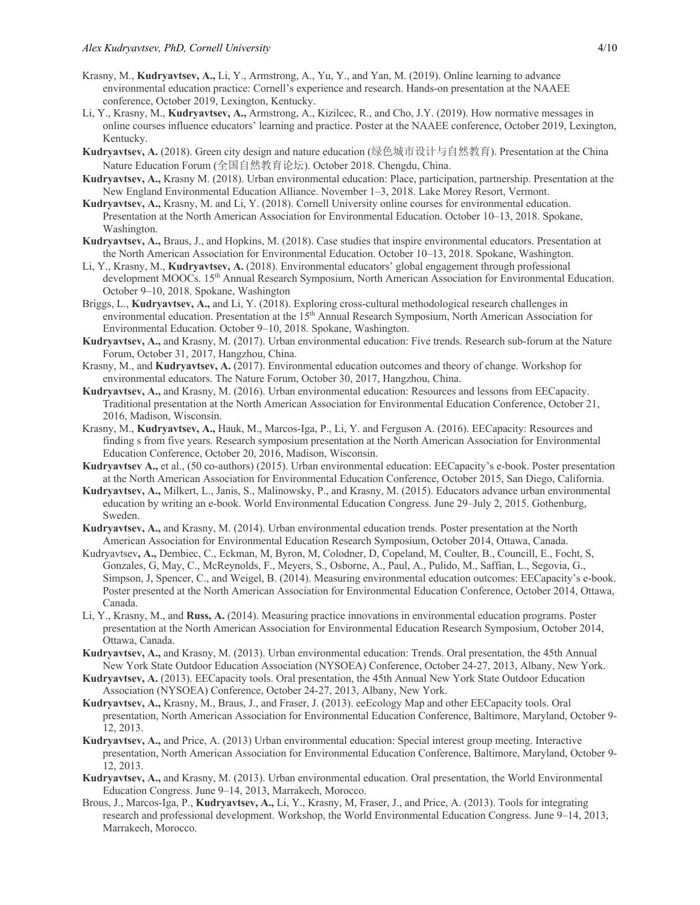Krasny, M., **Kudryavtsev, A.,** Li, Y., Armstrong, A., Yu, Y., and Yan, M. (2019). Online learning to advance environmental education practice: Cornell's experience and research. Hands-on presentation at the NAAEE conference, October 2019, Lexington, Kentucky.

Li, Y., Krasny, M., **Kudryavtsev, A.,** Armstrong, A., Kizilcec, R., and Cho, J.Y. (2019). How normative messages in online courses influence educators' learning and practice. Poster at the NAAEE conference, October 2019, Lexington, Kentucky.

**Kudryavtsev, A.** (2018). Green city design and nature education (绿色城市设计与自然教育). Presentation at the China Nature Education Forum (全国自然教育论坛). October 2018. Chengdu, China.

**Kudryavtsev, A.,** Krasny M. (2018). Urban environmental education: Place, participation, partnership. Presentation at the New England Environmental Education Alliance. November 1–3, 2018. Lake Morey Resort, Vermont.

**Kudryavtsev, A.,** Krasny, M. and Li, Y. (2018). Cornell University online courses for environmental education. Presentation at the North American Association for Environmental Education. October 10–13, 2018. Spokane, Washington.

**Kudryavtsev, A.,** Braus, J., and Hopkins, M. (2018). Case studies that inspire environmental educators. Presentation at the North American Association for Environmental Education. October 10–13, 2018. Spokane, Washington.

Li, Y., Krasny, M., **Kudryavtsev, A.** (2018). Environmental educators' global engagement through professional development MOOCs. 15th Annual Research Symposium, North American Association for Environmental Education. October 9–10, 2018. Spokane, Washington

Briggs, L., **Kudryavtsev, A.,** and Li, Y. (2018). Exploring cross-cultural methodological research challenges in environmental education. Presentation at the 15th Annual Research Symposium, North American Association for Environmental Education. October 9–10, 2018. Spokane, Washington.

**Kudryavtsev, A.,** and Krasny, M. (2017). Urban environmental education: Five trends. Research sub-forum at the Nature Forum, October 31, 2017, Hangzhou, China.

Krasny, M., and **Kudryavtsev, A.** (2017). Environmental education outcomes and theory of change. Workshop for environmental educators. The Nature Forum, October 30, 2017, Hangzhou, China.

**Kudryavtsev, A.,** and Krasny, M. (2016). Urban environmental education: Resources and lessons from EECapacity. Traditional presentation at the North American Association for Environmental Education Conference, October 21, 2016, Madison, Wisconsin.

Krasny, M., **Kudryavtsev, A.,** Hauk, M., Marcos-Iga, P., Li, Y. and Ferguson A. (2016). EECapacity: Resources and finding s from five years. Research symposium presentation at the North American Association for Environmental Education Conference, October 20, 2016, Madison, Wisconsin.

**Kudryavtsev A.,** et al., (50 co-authors) (2015). Urban environmental education: EECapacity's e-book. Poster presentation at the North American Association for Environmental Education Conference, October 2015, San Diego, California.

**Kudryavtsev, A.,** Milkert, L., Janis, S., Malinowsky, P., and Krasny, M. (2015). Educators advance urban environmental education by writing an e-book. World Environmental Education Congress. June 29–July 2, 2015. Gothenburg, Sweden.

**Kudryavtsev, A.,** and Krasny, M. (2014). Urban environmental education trends. Poster presentation at the North American Association for Environmental Education Research Symposium, October 2014, Ottawa, Canada.

Kudryavtsev**, A.,** Dembiec, C., Eckman, M, Byron, M, Colodner, D, Copeland, M, Coulter, B., Councill, E., Focht, S, Gonzales, G, May, C., McReynolds, F., Meyers, S., Osborne, A., Paul, A., Pulido, M., Saffian, L., Segovia, G., Simpson, J, Spencer, C., and Weigel, B. (2014). Measuring environmental education outcomes: EECapacity's e-book. Poster presented at the North American Association for Environmental Education Conference, October 2014, Ottawa, Canada.

Li, Y., Krasny, M., and **Russ, A.** (2014). Measuring practice innovations in environmental education programs. Poster presentation at the North American Association for Environmental Education Research Symposium, October 2014, Ottawa, Canada.

**Kudryavtsev, A.,** and Krasny, M. (2013). Urban environmental education: Trends. Oral presentation, the 45th Annual New York State Outdoor Education Association (NYSOEA) Conference, October 24-27, 2013, Albany, New York.

**Kudryavtsev, A.** (2013). EECapacity tools. Oral presentation, the 45th Annual New York State Outdoor Education Association (NYSOEA) Conference, October 24-27, 2013, Albany, New York.

**Kudryavtsev, A.,** Krasny, M., Braus, J., and Fraser, J. (2013). eeEcology Map and other EECapacity tools. Oral presentation, North American Association for Environmental Education Conference, Baltimore, Maryland, October 9-12, 2013.

**Kudryavtsev, A.,** and Price, A. (2013) Urban environmental education: Special interest group meeting. Interactive presentation, North American Association for Environmental Education Conference, Baltimore, Maryland, October 9-12, 2013.

**Kudryavtsev, A.,** and Krasny, M. (2013). Urban environmental education. Oral presentation, the World Environmental Education Congress. June 9–14, 2013, Marrakech, Morocco.

Brous, J., Marcos-Iga, P., **Kudryavtsev, A.,** Li, Y., Krasny, M, Fraser, J., and Price, A. (2013). Tools for integrating research and professional development. Workshop, the World Environmental Education Congress. June 9–14, 2013, Marrakech, Morocco.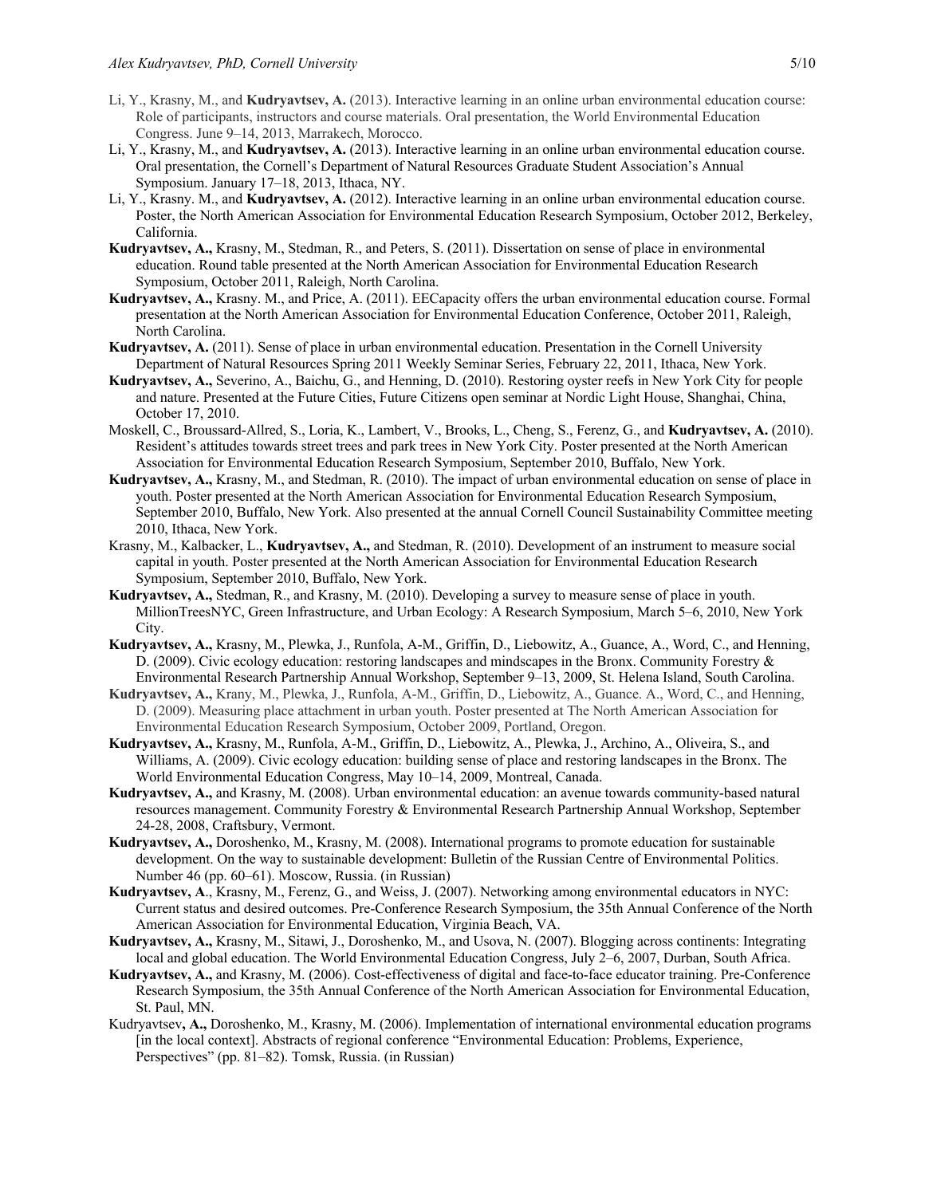Li, Y., Krasny, M., and **Kudryavtsev, A.** (2013). Interactive learning in an online urban environmental education course: Role of participants, instructors and course materials. Oral presentation, the World Environmental Education Congress. June 9–14, 2013, Marrakech, Morocco.

Li, Y., Krasny, M., and **Kudryavtsev, A.** (2013). Interactive learning in an online urban environmental education course. Oral presentation, the Cornell's Department of Natural Resources Graduate Student Association's Annual Symposium. January 17–18, 2013, Ithaca, NY.

Li, Y., Krasny. M., and **Kudryavtsev, A.** (2012). Interactive learning in an online urban environmental education course. Poster, the North American Association for Environmental Education Research Symposium, October 2012, Berkeley, California.

**Kudryavtsev, A.,** Krasny, M., Stedman, R., and Peters, S. (2011). Dissertation on sense of place in environmental education. Round table presented at the North American Association for Environmental Education Research Symposium, October 2011, Raleigh, North Carolina.

**Kudryavtsev, A.,** Krasny. M., and Price, A. (2011). EECapacity offers the urban environmental education course. Formal presentation at the North American Association for Environmental Education Conference, October 2011, Raleigh, North Carolina.

**Kudryavtsev, A.** (2011). Sense of place in urban environmental education. Presentation in the Cornell University Department of Natural Resources Spring 2011 Weekly Seminar Series, February 22, 2011, Ithaca, New York.

**Kudryavtsev, A.,** Severino, A., Baichu, G., and Henning, D. (2010). Restoring oyster reefs in New York City for people and nature. Presented at the Future Cities, Future Citizens open seminar at Nordic Light House, Shanghai, China, October 17, 2010.

Moskell, C., Broussard-Allred, S., Loria, K., Lambert, V., Brooks, L., Cheng, S., Ferenz, G., and **Kudryavtsev, A.** (2010). Resident's attitudes towards street trees and park trees in New York City. Poster presented at the North American Association for Environmental Education Research Symposium, September 2010, Buffalo, New York.

**Kudryavtsev, A.,** Krasny, M., and Stedman, R. (2010). The impact of urban environmental education on sense of place in youth. Poster presented at the North American Association for Environmental Education Research Symposium, September 2010, Buffalo, New York. Also presented at the annual Cornell Council Sustainability Committee meeting 2010, Ithaca, New York.

Krasny, M., Kalbacker, L., **Kudryavtsev, A.,** and Stedman, R. (2010). Development of an instrument to measure social capital in youth. Poster presented at the North American Association for Environmental Education Research Symposium, September 2010, Buffalo, New York.

**Kudryavtsev, A.,** Stedman, R., and Krasny, M. (2010). Developing a survey to measure sense of place in youth. MillionTreesNYC, Green Infrastructure, and Urban Ecology: A Research Symposium, March 5–6, 2010, New York City.

**Kudryavtsev, A.,** Krasny, M., Plewka, J., Runfola, A-M., Griffin, D., Liebowitz, A., Guance, A., Word, C., and Henning, D. (2009). Civic ecology education: restoring landscapes and mindscapes in the Bronx. Community Forestry & Environmental Research Partnership Annual Workshop, September 9–13, 2009, St. Helena Island, South Carolina.

**Kudryavtsev, A.,** Krany, M., Plewka, J., Runfola, A-M., Griffin, D., Liebowitz, A., Guance. A., Word, C., and Henning, D. (2009). Measuring place attachment in urban youth. Poster presented at The North American Association for Environmental Education Research Symposium, October 2009, Portland, Oregon.

**Kudryavtsev, A.,** Krasny, M., Runfola, A-M., Griffin, D., Liebowitz, A., Plewka, J., Archino, A., Oliveira, S., and Williams, A. (2009). Civic ecology education: building sense of place and restoring landscapes in the Bronx. The World Environmental Education Congress, May 10–14, 2009, Montreal, Canada.

**Kudryavtsev, A.,** and Krasny, M. (2008). Urban environmental education: an avenue towards community-based natural resources management. Community Forestry & Environmental Research Partnership Annual Workshop, September 24-28, 2008, Craftsbury, Vermont.

**Kudryavtsev, A.,** Doroshenko, M., Krasny, M. (2008). International programs to promote education for sustainable development. On the way to sustainable development: Bulletin of the Russian Centre of Environmental Politics. Number 46 (pp. 60–61). Moscow, Russia. (in Russian)

**Kudryavtsev, A**., Krasny, M., Ferenz, G., and Weiss, J. (2007). Networking among environmental educators in NYC: Current status and desired outcomes. Pre-Conference Research Symposium, the 35th Annual Conference of the North American Association for Environmental Education, Virginia Beach, VA.

**Kudryavtsev, A.,** Krasny, M., Sitawi, J., Doroshenko, M., and Usova, N. (2007). Blogging across continents: Integrating local and global education. The World Environmental Education Congress, July 2–6, 2007, Durban, South Africa.

**Kudryavtsev, A.,** and Krasny, M. (2006). Cost-effectiveness of digital and face-to-face educator training. Pre-Conference Research Symposium, the 35th Annual Conference of the North American Association for Environmental Education, St. Paul, MN.

Kudryavtsev**, A.,** Doroshenko, M., Krasny, M. (2006). Implementation of international environmental education programs [in the local context]. Abstracts of regional conference "Environmental Education: Problems, Experience, Perspectives" (pp. 81–82). Tomsk, Russia. (in Russian)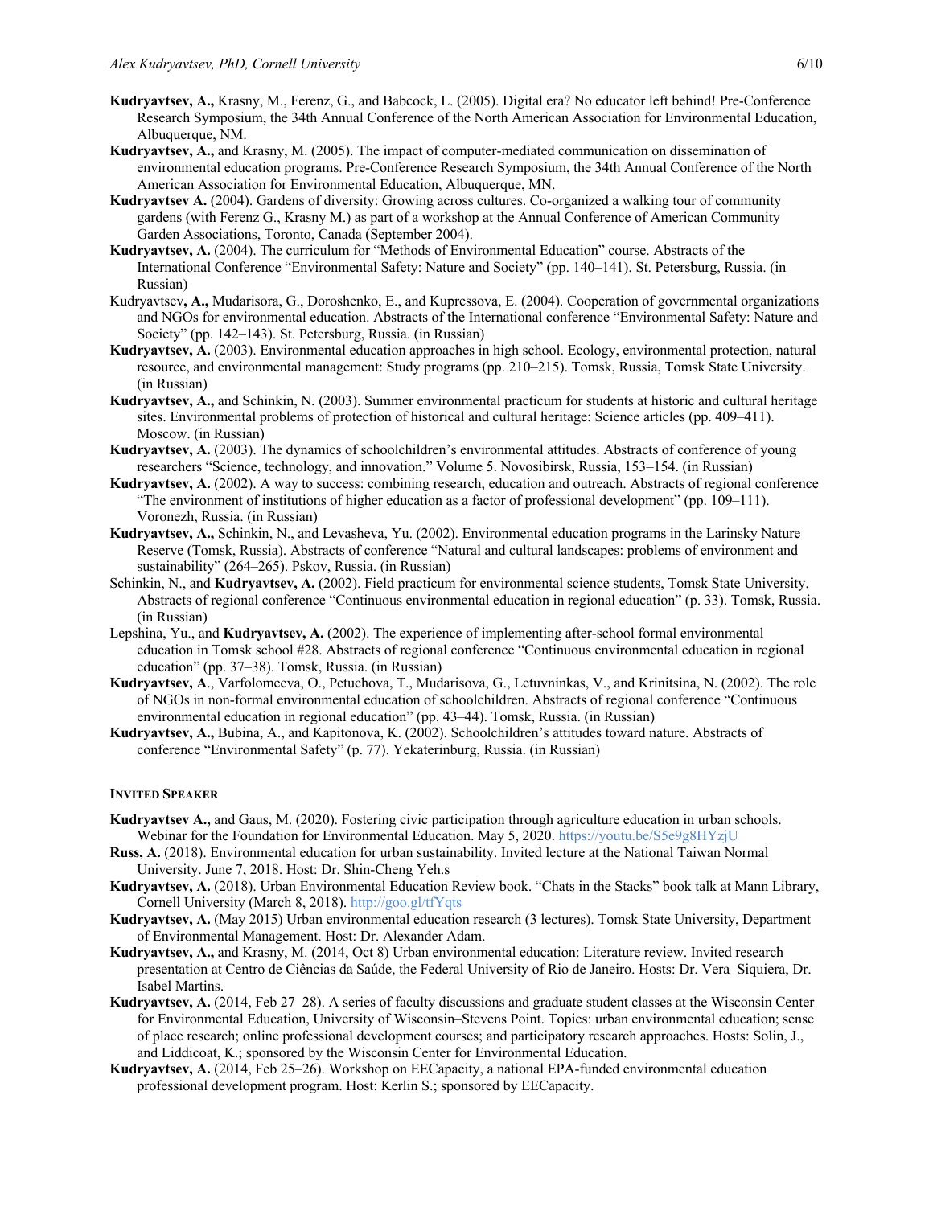**Kudryavtsev, A.,** Krasny, M., Ferenz, G., and Babcock, L. (2005). Digital era? No educator left behind! Pre-Conference Research Symposium, the 34th Annual Conference of the North American Association for Environmental Education, Albuquerque, NM.

**Kudryavtsev, A.,** and Krasny, M. (2005). The impact of computer-mediated communication on dissemination of environmental education programs. Pre-Conference Research Symposium, the 34th Annual Conference of the North American Association for Environmental Education, Albuquerque, MN.

**Kudryavtsev A.** (2004). Gardens of diversity: Growing across cultures. Co-organized a walking tour of community gardens (with Ferenz G., Krasny M.) as part of a workshop at the Annual Conference of American Community Garden Associations, Toronto, Canada (September 2004).

**Kudryavtsev, A.** (2004). The curriculum for "Methods of Environmental Education" course. Abstracts of the International Conference "Environmental Safety: Nature and Society" (pp. 140–141). St. Petersburg, Russia. (in Russian)

Kudryavtsev**, A.,** Mudarisora, G., Doroshenko, E., and Kupressova, E. (2004). Cooperation of governmental organizations and NGOs for environmental education. Abstracts of the International conference "Environmental Safety: Nature and Society" (pp. 142–143). St. Petersburg, Russia. (in Russian)

**Kudryavtsev, A.** (2003). Environmental education approaches in high school. Ecology, environmental protection, natural resource, and environmental management: Study programs (pp. 210–215). Tomsk, Russia, Tomsk State University. (in Russian)

**Kudryavtsev, A.,** and Schinkin, N. (2003). Summer environmental practicum for students at historic and cultural heritage sites. Environmental problems of protection of historical and cultural heritage: Science articles (pp. 409–411). Moscow. (in Russian)

**Kudryavtsev, A.** (2003). The dynamics of schoolchildren's environmental attitudes. Abstracts of conference of young researchers "Science, technology, and innovation." Volume 5. Novosibirsk, Russia, 153–154. (in Russian)

**Kudryavtsev, A.** (2002). A way to success: combining research, education and outreach. Abstracts of regional conference "The environment of institutions of higher education as a factor of professional development" (pp. 109–111). Voronezh, Russia. (in Russian)

**Kudryavtsev, A.,** Schinkin, N., and Levasheva, Yu. (2002). Environmental education programs in the Larinsky Nature Reserve (Tomsk, Russia). Abstracts of conference "Natural and cultural landscapes: problems of environment and sustainability" (264–265). Pskov, Russia. (in Russian)

Schinkin, N., and **Kudryavtsev, A.** (2002). Field practicum for environmental science students, Tomsk State University. Abstracts of regional conference "Continuous environmental education in regional education" (p. 33). Tomsk, Russia. (in Russian)

Lepshina, Yu., and **Kudryavtsev, A.** (2002). The experience of implementing after-school formal environmental education in Tomsk school #28. Abstracts of regional conference "Continuous environmental education in regional education" (pp. 37–38). Tomsk, Russia. (in Russian)

**Kudryavtsev, A**., Varfolomeeva, O., Petuchova, T., Mudarisova, G., Letuvninkas, V., and Krinitsina, N. (2002). The role of NGOs in non-formal environmental education of schoolchildren. Abstracts of regional conference "Continuous environmental education in regional education" (pp. 43–44). Tomsk, Russia. (in Russian)

**Kudryavtsev, A.,** Bubina, A., and Kapitonova, K. (2002). Schoolchildren's attitudes toward nature. Abstracts of conference "Environmental Safety" (p. 77). Yekaterinburg, Russia. (in Russian)

## Invited Speaker

**Kudryavtsev A.,** and Gaus, M. (2020). Fostering civic participation through agriculture education in urban schools. Webinar for the Foundation for Environmental Education. May 5, 2020. https://youtu.be/S5e9g8HYzjU

**Russ, A.** (2018). Environmental education for urban sustainability. Invited lecture at the National Taiwan Normal University. June 7, 2018. Host: Dr. Shin-Cheng Yeh.s

**Kudryavtsev, A.** (2018). Urban Environmental Education Review book. "Chats in the Stacks" book talk at Mann Library, Cornell University (March 8, 2018). http://goo.gl/tfYqts

**Kudryavtsev, A.** (May 2015) Urban environmental education research (3 lectures). Tomsk State University, Department of Environmental Management. Host: Dr. Alexander Adam.

**Kudryavtsev, A.,** and Krasny, M. (2014, Oct 8) Urban environmental education: Literature review. Invited research presentation at Centro de Ciências da Saúde, the Federal University of Rio de Janeiro. Hosts: Dr. Vera Siquiera, Dr. Isabel Martins.

**Kudryavtsev, A.** (2014, Feb 27–28). A series of faculty discussions and graduate student classes at the Wisconsin Center for Environmental Education, University of Wisconsin–Stevens Point. Topics: urban environmental education; sense of place research; online professional development courses; and participatory research approaches. Hosts: Solin, J., and Liddicoat, K.; sponsored by the Wisconsin Center for Environmental Education.

**Kudryavtsev, A.** (2014, Feb 25–26). Workshop on EECapacity, a national EPA-funded environmental education professional development program. Host: Kerlin S.; sponsored by EECapacity.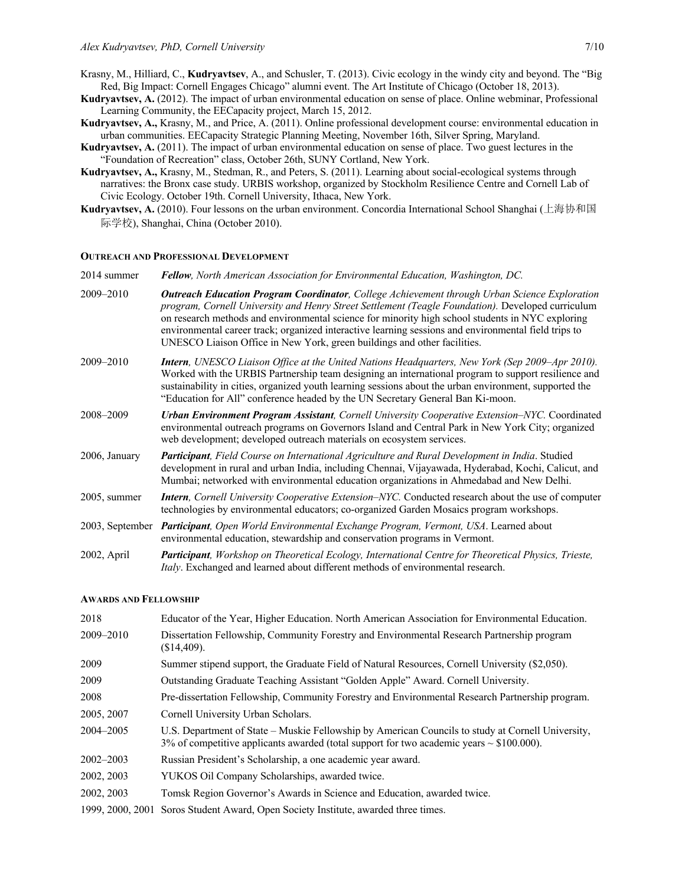Krasny, M., Hilliard, C., **Kudryavtsev**, A., and Schusler, T. (2013). Civic ecology in the windy city and beyond. The "Big Red, Big Impact: Cornell Engages Chicago" alumni event. The Art Institute of Chicago (October 18, 2013).

**Kudryavtsev, A.** (2012). The impact of urban environmental education on sense of place. Online webminar, Professional Learning Community, the EECapacity project, March 15, 2012.

**Kudryavtsev, A.,** Krasny, M., and Price, A. (2011). Online professional development course: environmental education in urban communities. EECapacity Strategic Planning Meeting, November 16th, Silver Spring, Maryland.

**Kudryavtsev, A.** (2011). The impact of urban environmental education on sense of place. Two guest lectures in the "Foundation of Recreation" class, October 26th, SUNY Cortland, New York.

**Kudryavtsev, A.,** Krasny, M., Stedman, R., and Peters, S. (2011). Learning about social-ecological systems through narratives: the Bronx case study. URBIS workshop, organized by Stockholm Resilience Centre and Cornell Lab of Civic Ecology. October 19th. Cornell University, Ithaca, New York.

**Kudryavtsev, A.** (2010). Four lessons on the urban environment. Concordia International School Shanghai (上海协和国际学校), Shanghai, China (October 2010).

## Outreach and Professional Development

| | |
|---|---|
| 2014 summer | ***Fellow**, North American Association for Environmental Education, Washington, DC.* |
| 2009–2010 | ***Outreach Education Program Coordinator**, College Achievement through Urban Science Exploration program, Cornell University and Henry Street Settlement (Teagle Foundation).* Developed curriculum on research methods and environmental science for minority high school students in NYC exploring environmental career track; organized interactive learning sessions and environmental field trips to UNESCO Liaison Office in New York, green buildings and other facilities. |
| 2009–2010 | ***Intern**, UNESCO Liaison Office at the United Nations Headquarters, New York (Sep 2009–Apr 2010).* Worked with the URBIS Partnership team designing an international program to support resilience and sustainability in cities, organized youth learning sessions about the urban environment, supported the "Education for All" conference headed by the UN Secretary General Ban Ki-moon. |
| 2008–2009 | ***Urban Environment Program Assistant**, Cornell University Cooperative Extension–NYC.* Coordinated environmental outreach programs on Governors Island and Central Park in New York City; organized web development; developed outreach materials on ecosystem services. |
| 2006, January | ***Participant**, Field Course on International Agriculture and Rural Development in India*. Studied development in rural and urban India, including Chennai, Vijayawada, Hyderabad, Kochi, Calicut, and Mumbai; networked with environmental education organizations in Ahmedabad and New Delhi. |
| 2005, summer | ***Intern**, Cornell University Cooperative Extension–NYC.* Conducted research about the use of computer technologies by environmental educators; co-organized Garden Mosaics program workshops. |
| 2003, September | ***Participant**, Open World Environmental Exchange Program, Vermont, USA*. Learned about environmental education, stewardship and conservation programs in Vermont. |
| 2002, April | ***Participant**, Workshop on Theoretical Ecology, International Centre for Theoretical Physics, Trieste, Italy*. Exchanged and learned about different methods of environmental research. |

## Awards and Fellowship

| | |
|---|---|
| 2018 | Educator of the Year, Higher Education. North American Association for Environmental Education. |
| 2009–2010 | Dissertation Fellowship, Community Forestry and Environmental Research Partnership program ($14,409). |
| 2009 | Summer stipend support, the Graduate Field of Natural Resources, Cornell University ($2,050). |
| 2009 | Outstanding Graduate Teaching Assistant "Golden Apple" Award. Cornell University. |
| 2008 | Pre-dissertation Fellowship, Community Forestry and Environmental Research Partnership program. |
| 2005, 2007 | Cornell University Urban Scholars. |
| 2004–2005 | U.S. Department of State – Muskie Fellowship by American Councils to study at Cornell University, 3% of competitive applicants awarded (total support for two academic years ~ $100.000). |
| 2002–2003 | Russian President's Scholarship, a one academic year award. |
| 2002, 2003 | YUKOS Oil Company Scholarships, awarded twice. |
| 2002, 2003 | Tomsk Region Governor's Awards in Science and Education, awarded twice. |
| 1999, 2000, 2001 | Soros Student Award, Open Society Institute, awarded three times. |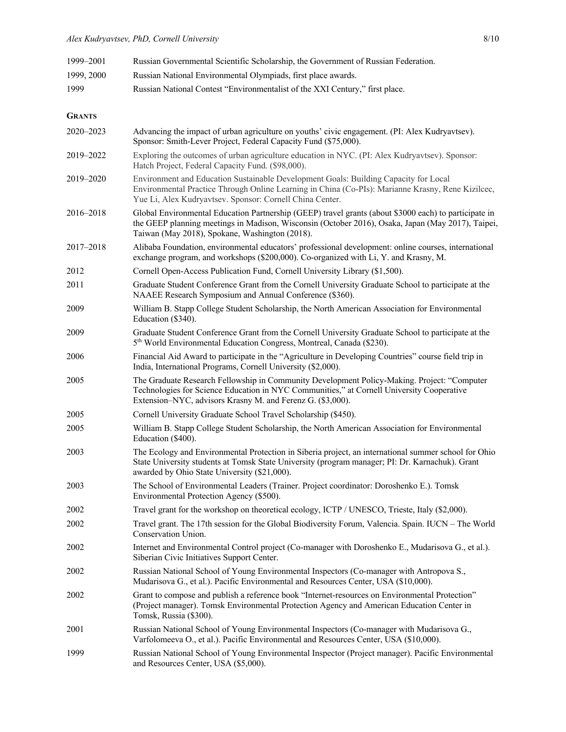| | |
|---|---|
| 1999–2001 | Russian Governmental Scientific Scholarship, the Government of Russian Federation. |
| 1999, 2000 | Russian National Environmental Olympiads, first place awards. |
| 1999 | Russian National Contest "Environmentalist of the XXI Century," first place. |

## GRANTS

| | |
|---|---|
| 2020–2023 | Advancing the impact of urban agriculture on youths' civic engagement. (PI: Alex Kudryavtsev). Sponsor: Smith-Lever Project, Federal Capacity Fund ($75,000). |
| 2019–2022 | Exploring the outcomes of urban agriculture education in NYC. (PI: Alex Kudryavtsev). Sponsor: Hatch Project, Federal Capacity Fund. ($98,000). |
| 2019–2020 | Environment and Education Sustainable Development Goals: Building Capacity for Local Environmental Practice Through Online Learning in China (Co-PIs): Marianne Krasny, Rene Kizilcec, Yue Li, Alex Kudryavtsev. Sponsor: Cornell China Center. |
| 2016–2018 | Global Environmental Education Partnership (GEEP) travel grants (about $3000 each) to participate in the GEEP planning meetings in Madison, Wisconsin (October 2016), Osaka, Japan (May 2017), Taipei, Taiwan (May 2018), Spokane, Washington (2018). |
| 2017–2018 | Alibaba Foundation, environmental educators' professional development: online courses, international exchange program, and workshops ($200,000). Co-organized with Li, Y. and Krasny, M. |
| 2012 | Cornell Open-Access Publication Fund, Cornell University Library ($1,500). |
| 2011 | Graduate Student Conference Grant from the Cornell University Graduate School to participate at the NAAEE Research Symposium and Annual Conference ($360). |
| 2009 | William B. Stapp College Student Scholarship, the North American Association for Environmental Education ($340). |
| 2009 | Graduate Student Conference Grant from the Cornell University Graduate School to participate at the 5th World Environmental Education Congress, Montreal, Canada ($230). |
| 2006 | Financial Aid Award to participate in the "Agriculture in Developing Countries" course field trip in India, International Programs, Cornell University ($2,000). |
| 2005 | The Graduate Research Fellowship in Community Development Policy-Making. Project: "Computer Technologies for Science Education in NYC Communities," at Cornell University Cooperative Extension–NYC, advisors Krasny M. and Ferenz G. ($3,000). |
| 2005 | Cornell University Graduate School Travel Scholarship ($450). |
| 2005 | William B. Stapp College Student Scholarship, the North American Association for Environmental Education ($400). |
| 2003 | The Ecology and Environmental Protection in Siberia project, an international summer school for Ohio State University students at Tomsk State University (program manager; PI: Dr. Karnachuk). Grant awarded by Ohio State University ($21,000). |
| 2003 | The School of Environmental Leaders (Trainer. Project coordinator: Doroshenko E.). Tomsk Environmental Protection Agency ($500). |
| 2002 | Travel grant for the workshop on theoretical ecology, ICTP / UNESCO, Trieste, Italy ($2,000). |
| 2002 | Travel grant. The 17th session for the Global Biodiversity Forum, Valencia. Spain. IUCN – The World Conservation Union. |
| 2002 | Internet and Environmental Control project (Co-manager with Doroshenko E., Mudarisova G., et al.). Siberian Civic Initiatives Support Center. |
| 2002 | Russian National School of Young Environmental Inspectors (Co-manager with Antropova S., Mudarisova G., et al.). Pacific Environmental and Resources Center, USA ($10,000). |
| 2002 | Grant to compose and publish a reference book "Internet-resources on Environmental Protection" (Project manager). Tomsk Environmental Protection Agency and American Education Center in Tomsk, Russia ($300). |
| 2001 | Russian National School of Young Environmental Inspectors (Co-manager with Mudarisova G., Varfolomeeva O., et al.). Pacific Environmental and Resources Center, USA ($10,000). |
| 1999 | Russian National School of Young Environmental Inspector (Project manager). Pacific Environmental and Resources Center, USA ($5,000). |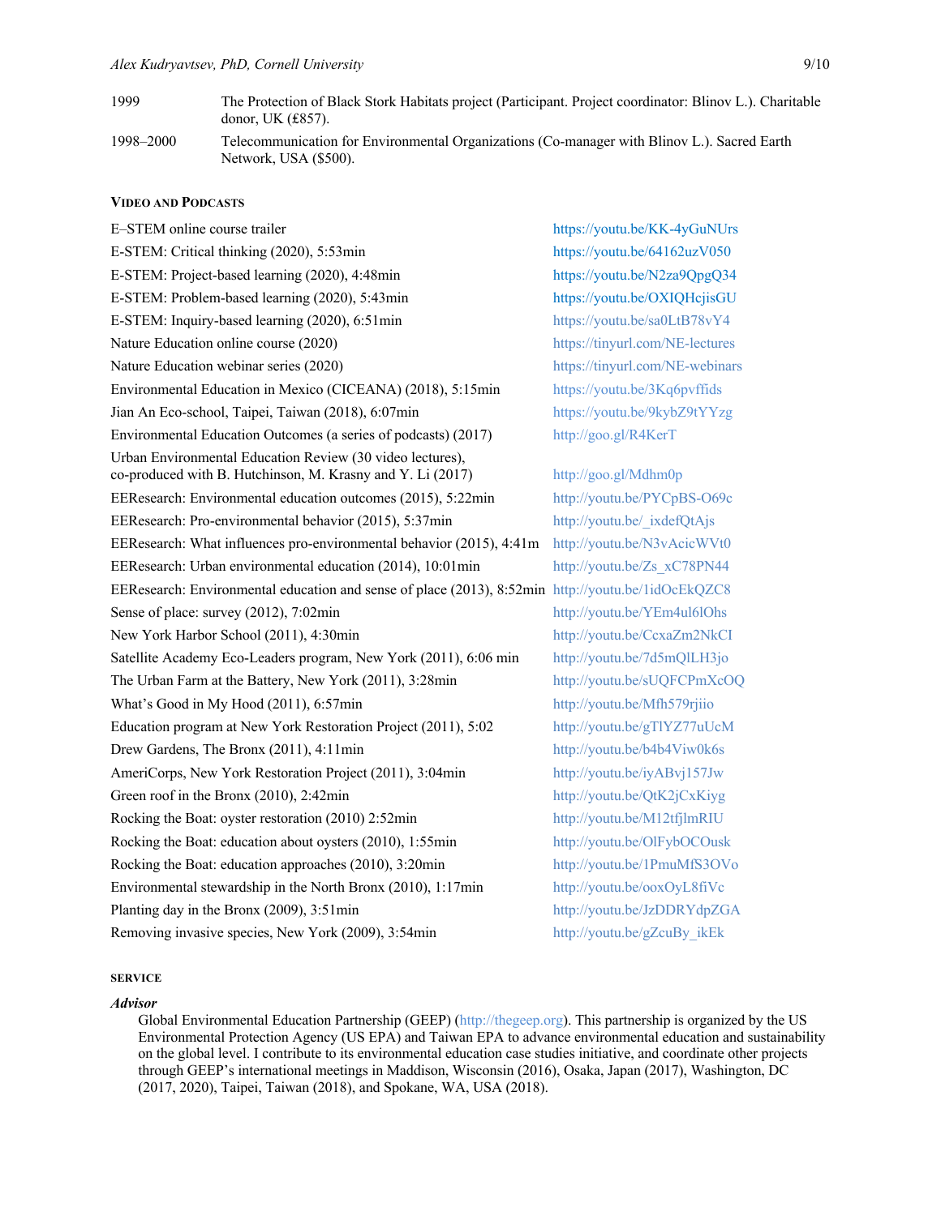| | |
|---|---|
| 1999 | The Protection of Black Stork Habitats project (Participant. Project coordinator: Blinov L.). Charitable donor, UK (£857). |
| 1998–2000 | Telecommunication for Environmental Organizations (Co-manager with Blinov L.). Sacred Earth Network, USA ($500). |

### VIDEO AND PODCASTS

| | |
|---|---|
| E–STEM online course trailer | https://youtu.be/KK-4yGuNUrs |
| E-STEM: Critical thinking (2020), 5:53min | https://youtu.be/64162uzV050 |
| E-STEM: Project-based learning (2020), 4:48min | https://youtu.be/N2za9QpgQ34 |
| E-STEM: Problem-based learning (2020), 5:43min | https://youtu.be/OXIQHcjisGU |
| E-STEM: Inquiry-based learning (2020), 6:51min | https://youtu.be/sa0LtB78vY4 |
| Nature Education online course (2020) | https://tinyurl.com/NE-lectures |
| Nature Education webinar series (2020) | https://tinyurl.com/NE-webinars |
| Environmental Education in Mexico (CICEANA) (2018), 5:15min | https://youtu.be/3Kq6pvffids |
| Jian An Eco-school, Taipei, Taiwan (2018), 6:07min | https://youtu.be/9kybZ9tYYzg |
| Environmental Education Outcomes (a series of podcasts) (2017) | http://goo.gl/R4KerT |
| Urban Environmental Education Review (30 video lectures), co-produced with B. Hutchinson, M. Krasny and Y. Li (2017) | http://goo.gl/Mdhm0p |
| EEResearch: Environmental education outcomes (2015), 5:22min | http://youtu.be/PYCpBS-O69c |
| EEResearch: Pro-environmental behavior (2015), 5:37min | http://youtu.be/_ixdefQtAjs |
| EEResearch: What influences pro-environmental behavior (2015), 4:41m | http://youtu.be/N3vAcicWVt0 |
| EEResearch: Urban environmental education (2014), 10:01min | http://youtu.be/Zs_xC78PN44 |
| EEResearch: Environmental education and sense of place (2013), 8:52min | http://youtu.be/1idOcEkQZC8 |
| Sense of place: survey (2012), 7:02min | http://youtu.be/YEm4ul6lOhs |
| New York Harbor School (2011), 4:30min | http://youtu.be/CcxaZm2NkCI |
| Satellite Academy Eco-Leaders program, New York (2011), 6:06 min | http://youtu.be/7d5mQlLH3jo |
| The Urban Farm at the Battery, New York (2011), 3:28min | http://youtu.be/sUQFCPmXcOQ |
| What's Good in My Hood (2011), 6:57min | http://youtu.be/Mfh579rjiio |
| Education program at New York Restoration Project (2011), 5:02 | http://youtu.be/gTlYZ77uUcM |
| Drew Gardens, The Bronx (2011), 4:11min | http://youtu.be/b4b4Viw0k6s |
| AmeriCorps, New York Restoration Project (2011), 3:04min | http://youtu.be/iyABvj157Jw |
| Green roof in the Bronx (2010), 2:42min | http://youtu.be/QtK2jCxKiyg |
| Rocking the Boat: oyster restoration (2010) 2:52min | http://youtu.be/M12tfjlmRIU |
| Rocking the Boat: education about oysters (2010), 1:55min | http://youtu.be/OlFybOCOusk |
| Rocking the Boat: education approaches (2010), 3:20min | http://youtu.be/1PmuMfS3OVo |
| Environmental stewardship in the North Bronx (2010), 1:17min | http://youtu.be/ooxOyL8fiVc |
| Planting day in the Bronx (2009), 3:51min | http://youtu.be/JzDDRYdpZGA |
| Removing invasive species, New York (2009), 3:54min | http://youtu.be/gZcuBy_ikEk |

### SERVICE

***Advisor***

Global Environmental Education Partnership (GEEP) (http://thegeep.org). This partnership is organized by the US Environmental Protection Agency (US EPA) and Taiwan EPA to advance environmental education and sustainability on the global level. I contribute to its environmental education case studies initiative, and coordinate other projects through GEEP's international meetings in Maddison, Wisconsin (2016), Osaka, Japan (2017), Washington, DC (2017, 2020), Taipei, Taiwan (2018), and Spokane, WA, USA (2018).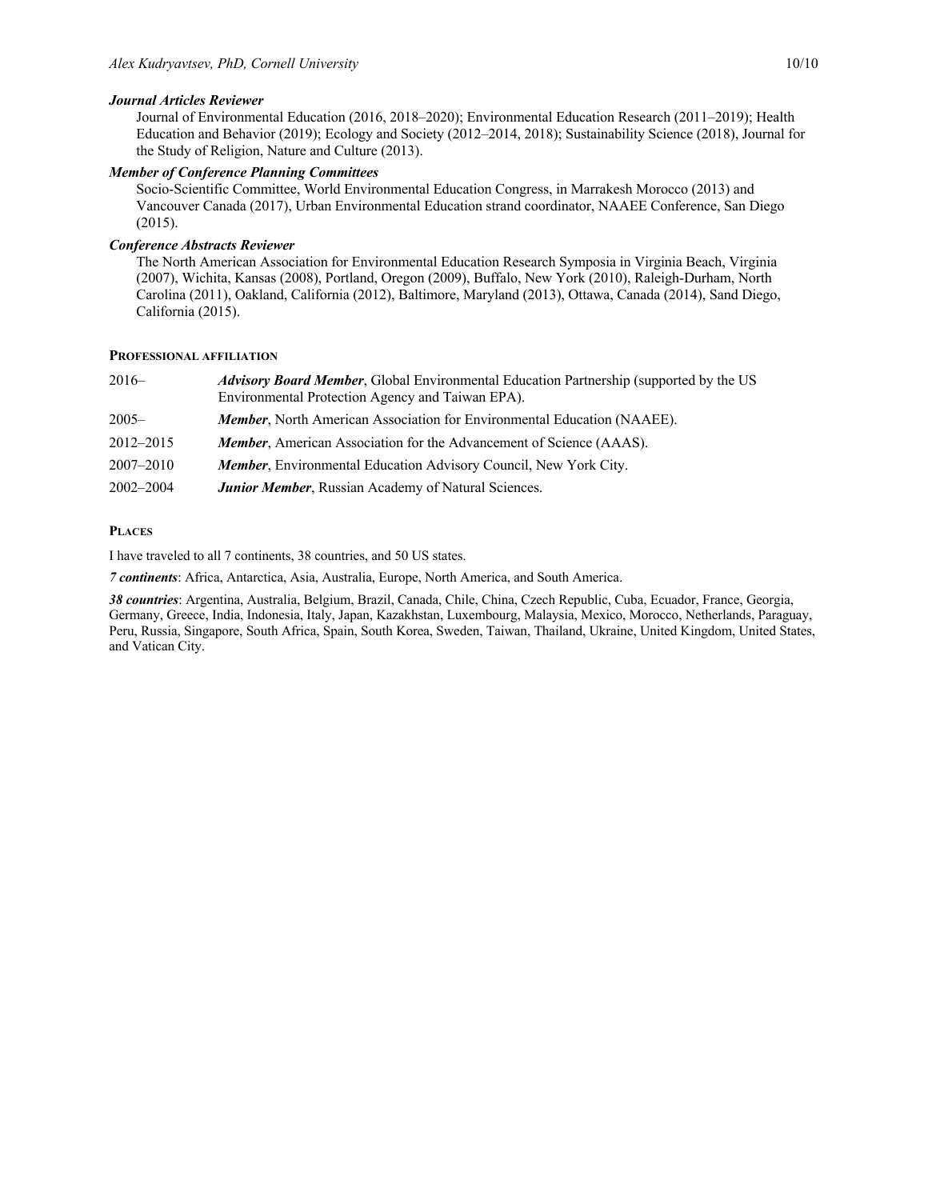***Journal Articles Reviewer***

Journal of Environmental Education (2016, 2018–2020); Environmental Education Research (2011–2019); Health Education and Behavior (2019); Ecology and Society (2012–2014, 2018); Sustainability Science (2018), Journal for the Study of Religion, Nature and Culture (2013).

***Member of Conference Planning Committees***

Socio-Scientific Committee, World Environmental Education Congress, in Marrakesh Morocco (2013) and Vancouver Canada (2017), Urban Environmental Education strand coordinator, NAAEE Conference, San Diego (2015).

***Conference Abstracts Reviewer***

The North American Association for Environmental Education Research Symposia in Virginia Beach, Virginia (2007), Wichita, Kansas (2008), Portland, Oregon (2009), Buffalo, New York (2010), Raleigh-Durham, North Carolina (2011), Oakland, California (2012), Baltimore, Maryland (2013), Ottawa, Canada (2014), Sand Diego, California (2015).

## PROFESSIONAL AFFILIATION

| | |
|---|---|
| 2016– | ***Advisory Board Member***, Global Environmental Education Partnership (supported by the US Environmental Protection Agency and Taiwan EPA). |
| 2005– | ***Member***, North American Association for Environmental Education (NAAEE). |
| 2012–2015 | ***Member***, American Association for the Advancement of Science (AAAS). |
| 2007–2010 | ***Member***, Environmental Education Advisory Council, New York City. |
| 2002–2004 | ***Junior Member***, Russian Academy of Natural Sciences. |

## PLACES

I have traveled to all 7 continents, 38 countries, and 50 US states.

***7 continents***: Africa, Antarctica, Asia, Australia, Europe, North America, and South America.

***38 countries***: Argentina, Australia, Belgium, Brazil, Canada, Chile, China, Czech Republic, Cuba, Ecuador, France, Georgia, Germany, Greece, India, Indonesia, Italy, Japan, Kazakhstan, Luxembourg, Malaysia, Mexico, Morocco, Netherlands, Paraguay, Peru, Russia, Singapore, South Africa, Spain, South Korea, Sweden, Taiwan, Thailand, Ukraine, United Kingdom, United States, and Vatican City.